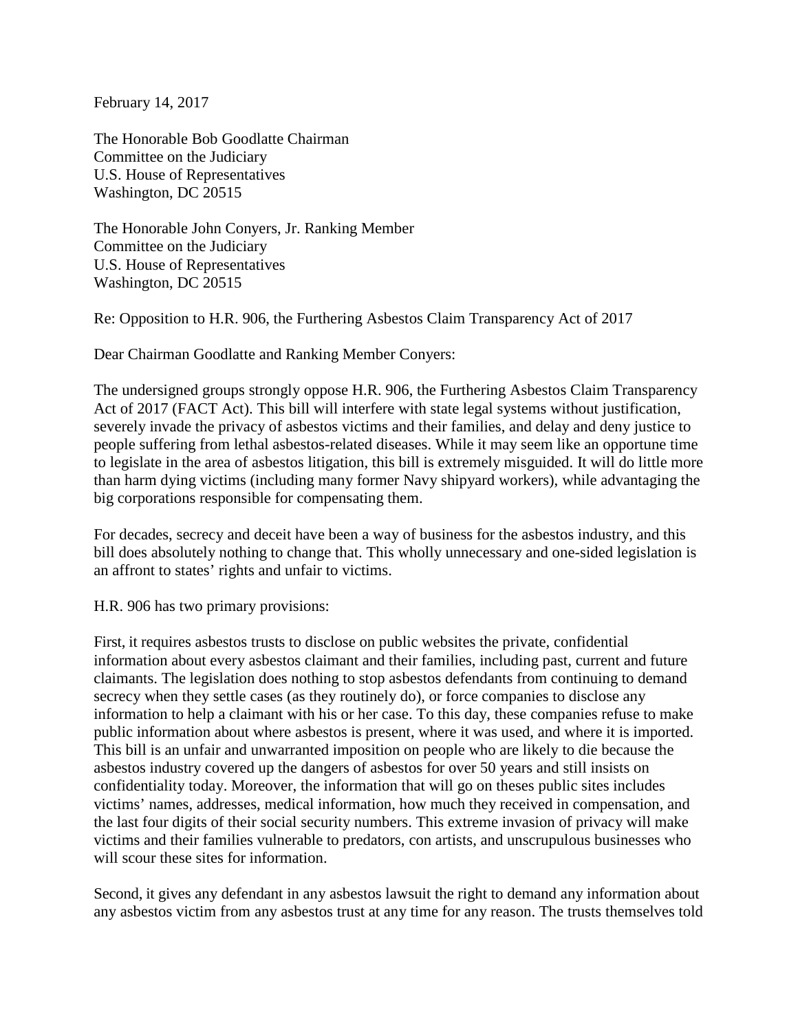February 14, 2017

The Honorable Bob Goodlatte Chairman
Committee on the Judiciary
U.S. House of Representatives
Washington, DC 20515

The Honorable John Conyers, Jr. Ranking Member
Committee on the Judiciary
U.S. House of Representatives
Washington, DC 20515

Re: Opposition to H.R. 906, the Furthering Asbestos Claim Transparency Act of 2017

Dear Chairman Goodlatte and Ranking Member Conyers:

The undersigned groups strongly oppose H.R. 906, the Furthering Asbestos Claim Transparency Act of 2017 (FACT Act). This bill will interfere with state legal systems without justification, severely invade the privacy of asbestos victims and their families, and delay and deny justice to people suffering from lethal asbestos-related diseases. While it may seem like an opportune time to legislate in the area of asbestos litigation, this bill is extremely misguided. It will do little more than harm dying victims (including many former Navy shipyard workers), while advantaging the big corporations responsible for compensating them.

For decades, secrecy and deceit have been a way of business for the asbestos industry, and this bill does absolutely nothing to change that. This wholly unnecessary and one-sided legislation is an affront to states' rights and unfair to victims.

H.R. 906 has two primary provisions:

First, it requires asbestos trusts to disclose on public websites the private, confidential information about every asbestos claimant and their families, including past, current and future claimants. The legislation does nothing to stop asbestos defendants from continuing to demand secrecy when they settle cases (as they routinely do), or force companies to disclose any information to help a claimant with his or her case. To this day, these companies refuse to make public information about where asbestos is present, where it was used, and where it is imported. This bill is an unfair and unwarranted imposition on people who are likely to die because the asbestos industry covered up the dangers of asbestos for over 50 years and still insists on confidentiality today. Moreover, the information that will go on theses public sites includes victims' names, addresses, medical information, how much they received in compensation, and the last four digits of their social security numbers. This extreme invasion of privacy will make victims and their families vulnerable to predators, con artists, and unscrupulous businesses who will scour these sites for information.

Second, it gives any defendant in any asbestos lawsuit the right to demand any information about any asbestos victim from any asbestos trust at any time for any reason. The trusts themselves told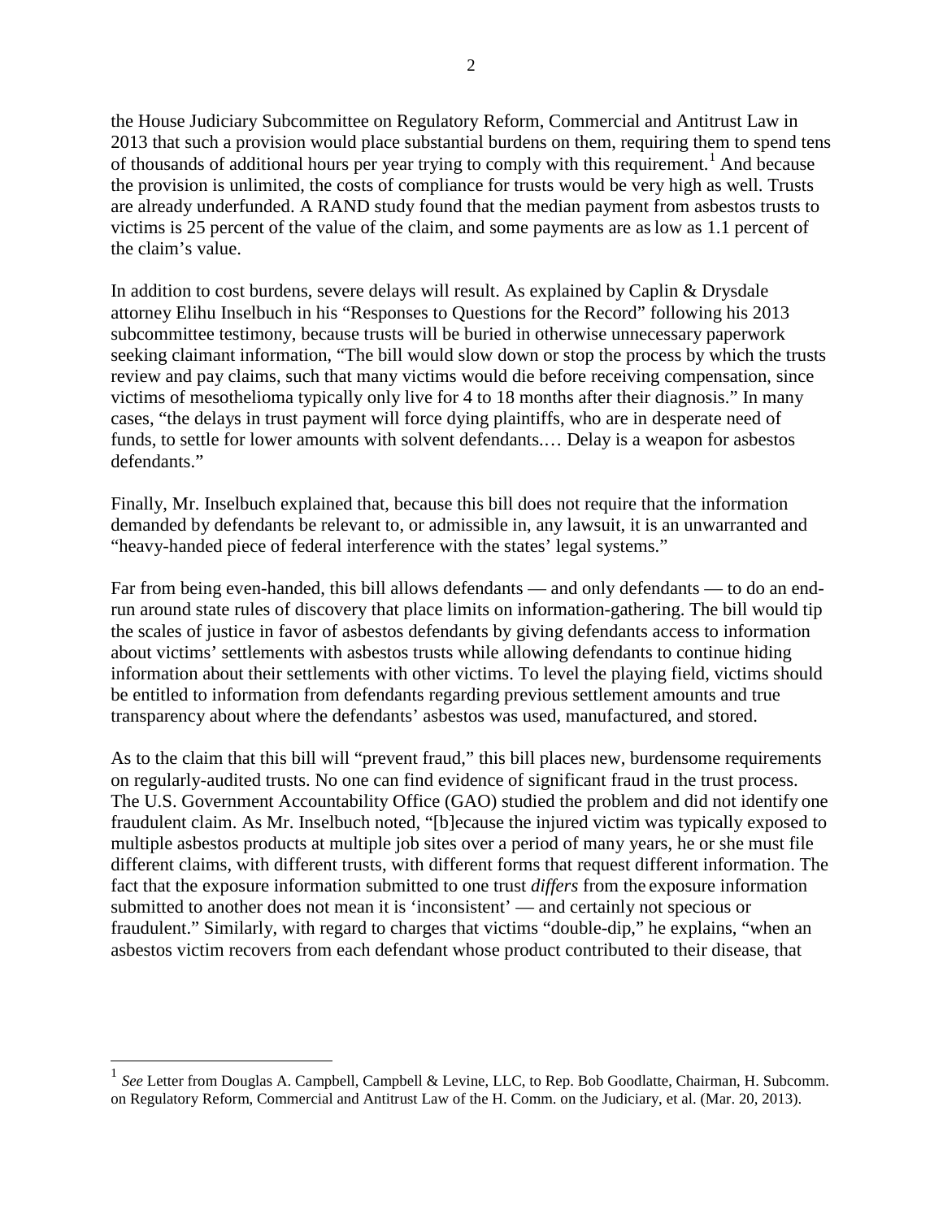the House Judiciary Subcommittee on Regulatory Reform, Commercial and Antitrust Law in 2013 that such a provision would place substantial burdens on them, requiring them to spend tens of thousands of additional hours per year trying to comply with this requirement.[1] And because the provision is unlimited, the costs of compliance for trusts would be very high as well. Trusts are already underfunded. A RAND study found that the median payment from asbestos trusts to victims is 25 percent of the value of the claim, and some payments are as low as 1.1 percent of the claim's value.

In addition to cost burdens, severe delays will result. As explained by Caplin & Drysdale attorney Elihu Inselbuch in his "Responses to Questions for the Record" following his 2013 subcommittee testimony, because trusts will be buried in otherwise unnecessary paperwork seeking claimant information, "The bill would slow down or stop the process by which the trusts review and pay claims, such that many victims would die before receiving compensation, since victims of mesothelioma typically only live for 4 to 18 months after their diagnosis." In many cases, "the delays in trust payment will force dying plaintiffs, who are in desperate need of funds, to settle for lower amounts with solvent defendants.… Delay is a weapon for asbestos defendants."

Finally, Mr. Inselbuch explained that, because this bill does not require that the information demanded by defendants be relevant to, or admissible in, any lawsuit, it is an unwarranted and "heavy-handed piece of federal interference with the states' legal systems."

Far from being even-handed, this bill allows defendants — and only defendants — to do an end-run around state rules of discovery that place limits on information-gathering. The bill would tip the scales of justice in favor of asbestos defendants by giving defendants access to information about victims' settlements with asbestos trusts while allowing defendants to continue hiding information about their settlements with other victims. To level the playing field, victims should be entitled to information from defendants regarding previous settlement amounts and true transparency about where the defendants' asbestos was used, manufactured, and stored.

As to the claim that this bill will "prevent fraud," this bill places new, burdensome requirements on regularly-audited trusts. No one can find evidence of significant fraud in the trust process. The U.S. Government Accountability Office (GAO) studied the problem and did not identify one fraudulent claim. As Mr. Inselbuch noted, "[b]ecause the injured victim was typically exposed to multiple asbestos products at multiple job sites over a period of many years, he or she must file different claims, with different trusts, with different forms that request different information. The fact that the exposure information submitted to one trust *differs* from the exposure information submitted to another does not mean it is 'inconsistent' — and certainly not specious or fraudulent." Similarly, with regard to charges that victims "double-dip," he explains, "when an asbestos victim recovers from each defendant whose product contributed to their disease, that

---

[1] *See* Letter from Douglas A. Campbell, Campbell & Levine, LLC, to Rep. Bob Goodlatte, Chairman, H. Subcomm. on Regulatory Reform, Commercial and Antitrust Law of the H. Comm. on the Judiciary, et al. (Mar. 20, 2013).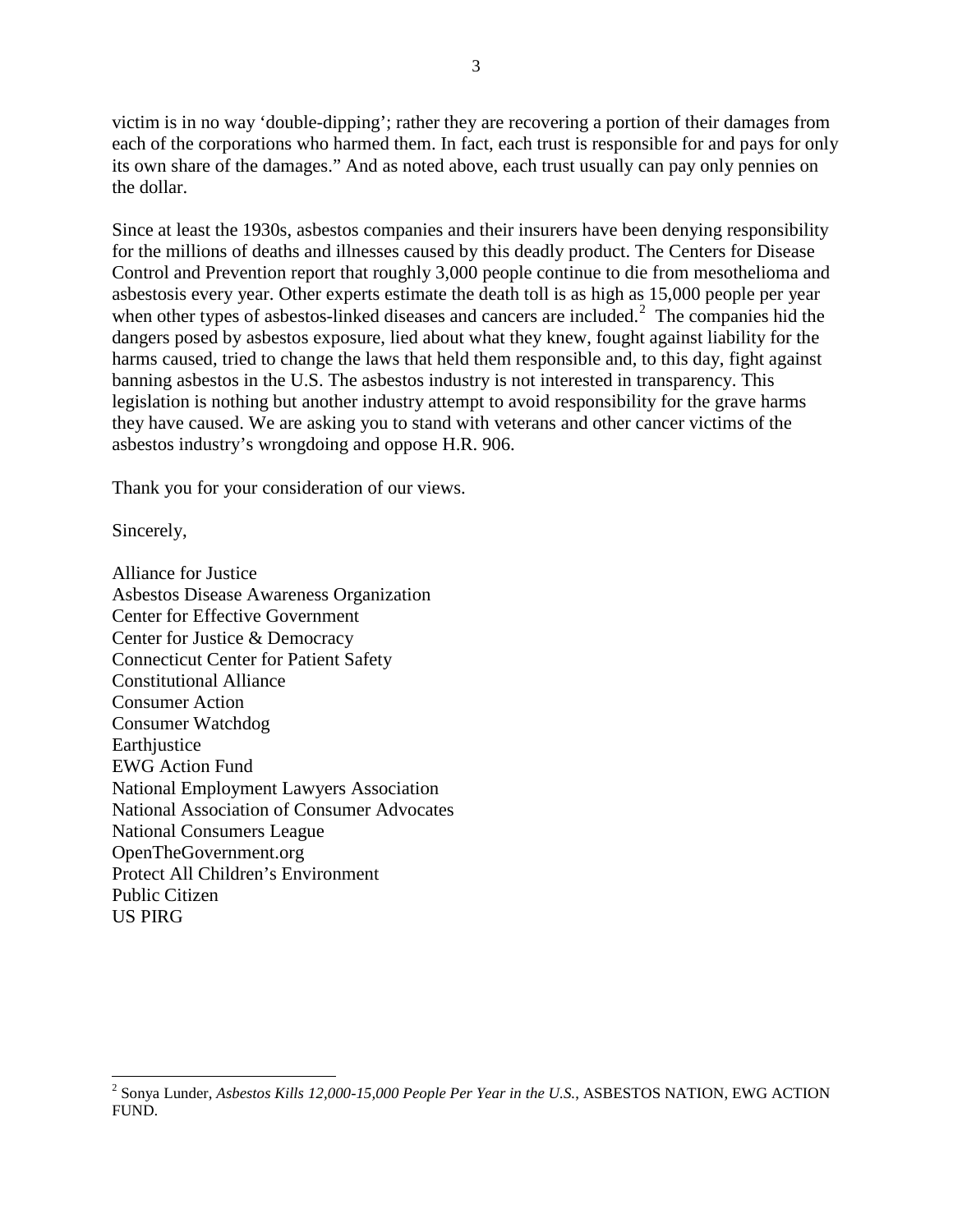victim is in no way 'double-dipping'; rather they are recovering a portion of their damages from each of the corporations who harmed them. In fact, each trust is responsible for and pays for only its own share of the damages." And as noted above, each trust usually can pay only pennies on the dollar.

Since at least the 1930s, asbestos companies and their insurers have been denying responsibility for the millions of deaths and illnesses caused by this deadly product. The Centers for Disease Control and Prevention report that roughly 3,000 people continue to die from mesothelioma and asbestosis every year. Other experts estimate the death toll is as high as 15,000 people per year when other types of asbestos-linked diseases and cancers are included.[2] The companies hid the dangers posed by asbestos exposure, lied about what they knew, fought against liability for the harms caused, tried to change the laws that held them responsible and, to this day, fight against banning asbestos in the U.S. The asbestos industry is not interested in transparency. This legislation is nothing but another industry attempt to avoid responsibility for the grave harms they have caused. We are asking you to stand with veterans and other cancer victims of the asbestos industry's wrongdoing and oppose H.R. 906.

Thank you for your consideration of our views.

Sincerely,

Alliance for Justice
Asbestos Disease Awareness Organization
Center for Effective Government
Center for Justice & Democracy
Connecticut Center for Patient Safety
Constitutional Alliance
Consumer Action
Consumer Watchdog
Earthjustice
EWG Action Fund
National Employment Lawyers Association
National Association of Consumer Advocates
National Consumers League
OpenTheGovernment.org
Protect All Children's Environment
Public Citizen
US PIRG

---

[2] Sonya Lunder, *Asbestos Kills 12,000-15,000 People Per Year in the U.S.*, ASBESTOS NATION, EWG ACTION FUND.